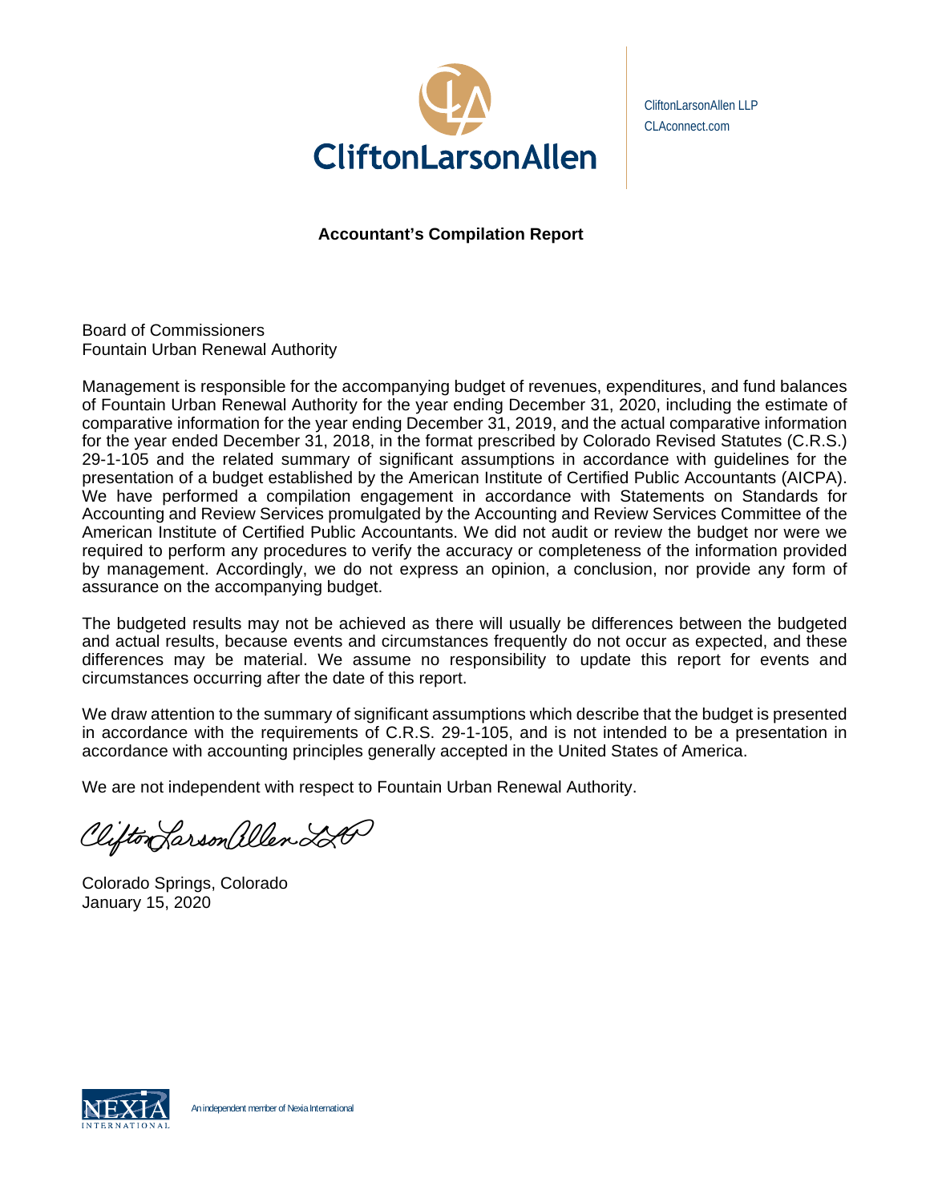CliftonLarsonAllen

CliftonLarsonAllen LLP
CLAconnect.com

## Accountant's Compilation Report

Board of Commissioners
Fountain Urban Renewal Authority

Management is responsible for the accompanying budget of revenues, expenditures, and fund balances of Fountain Urban Renewal Authority for the year ending December 31, 2020, including the estimate of comparative information for the year ending December 31, 2019, and the actual comparative information for the year ended December 31, 2018, in the format prescribed by Colorado Revised Statutes (C.R.S.) 29-1-105 and the related summary of significant assumptions in accordance with guidelines for the presentation of a budget established by the American Institute of Certified Public Accountants (AICPA). We have performed a compilation engagement in accordance with Statements on Standards for Accounting and Review Services promulgated by the Accounting and Review Services Committee of the American Institute of Certified Public Accountants. We did not audit or review the budget nor were we required to perform any procedures to verify the accuracy or completeness of the information provided by management. Accordingly, we do not express an opinion, a conclusion, nor provide any form of assurance on the accompanying budget.

The budgeted results may not be achieved as there will usually be differences between the budgeted and actual results, because events and circumstances frequently do not occur as expected, and these differences may be material. We assume no responsibility to update this report for events and circumstances occurring after the date of this report.

We draw attention to the summary of significant assumptions which describe that the budget is presented in accordance with the requirements of C.R.S. 29-1-105, and is not intended to be a presentation in accordance with accounting principles generally accepted in the United States of America.

We are not independent with respect to Fountain Urban Renewal Authority.

*CliftonLarsonAllen LLP*

Colorado Springs, Colorado
January 15, 2020

An independent member of Nexia International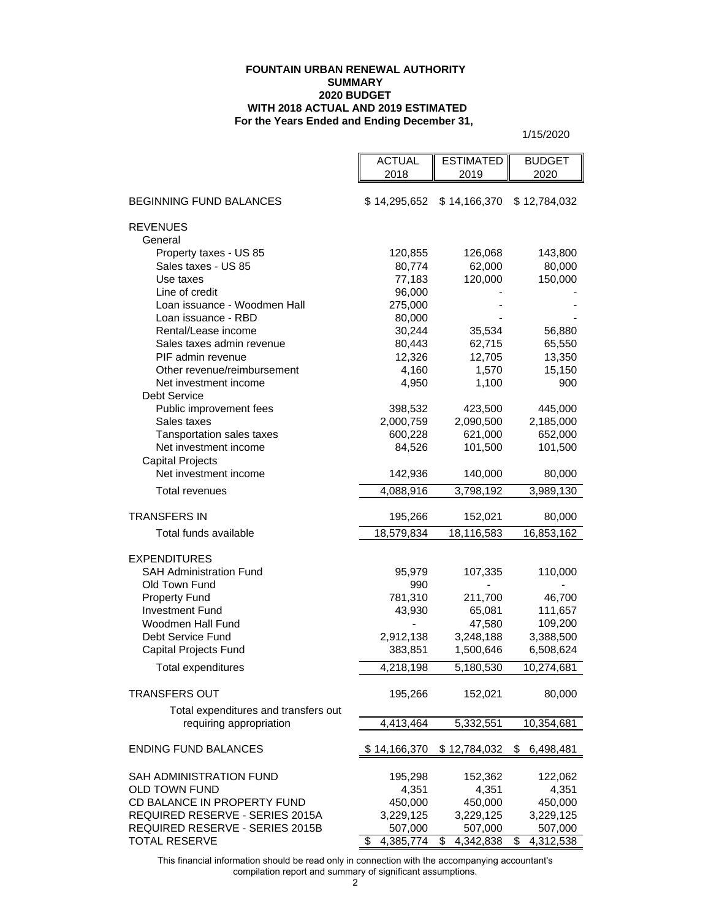**FOUNTAIN URBAN RENEWAL AUTHORITY**
**SUMMARY**
**2020 BUDGET**
**WITH 2018 ACTUAL AND 2019 ESTIMATED**
**For the Years Ended and Ending December 31,**

1/15/2020

| | ACTUAL 2018 | ESTIMATED 2019 | BUDGET 2020 |
|---|---|---|---|
| BEGINNING FUND BALANCES | $ 14,295,652 | $ 14,166,370 | $ 12,784,032 |
| REVENUES | | | |
| General | | | |
| Property taxes - US 85 | 120,855 | 126,068 | 143,800 |
| Sales taxes - US 85 | 80,774 | 62,000 | 80,000 |
| Use taxes | 77,183 | 120,000 | 150,000 |
| Line of credit | 96,000 | - | - |
| Loan issuance - Woodmen Hall | 275,000 | - | - |
| Loan issuance - RBD | 80,000 | - | - |
| Rental/Lease income | 30,244 | 35,534 | 56,880 |
| Sales taxes admin revenue | 80,443 | 62,715 | 65,550 |
| PIF admin revenue | 12,326 | 12,705 | 13,350 |
| Other revenue/reimbursement | 4,160 | 1,570 | 15,150 |
| Net investment income | 4,950 | 1,100 | 900 |
| Debt Service | | | |
| Public improvement fees | 398,532 | 423,500 | 445,000 |
| Sales taxes | 2,000,759 | 2,090,500 | 2,185,000 |
| Tansportation sales taxes | 600,228 | 621,000 | 652,000 |
| Net investment income | 84,526 | 101,500 | 101,500 |
| Capital Projects | | | |
| Net investment income | 142,936 | 140,000 | 80,000 |
| Total revenues | 4,088,916 | 3,798,192 | 3,989,130 |
| TRANSFERS IN | 195,266 | 152,021 | 80,000 |
| Total funds available | 18,579,834 | 18,116,583 | 16,853,162 |
| EXPENDITURES | | | |
| SAH Administration Fund | 95,979 | 107,335 | 110,000 |
| Old Town Fund | 990 | - | - |
| Property Fund | 781,310 | 211,700 | 46,700 |
| Investment Fund | 43,930 | 65,081 | 111,657 |
| Woodmen Hall Fund | - | 47,580 | 109,200 |
| Debt Service Fund | 2,912,138 | 3,248,188 | 3,388,500 |
| Capital Projects Fund | 383,851 | 1,500,646 | 6,508,624 |
| Total expenditures | 4,218,198 | 5,180,530 | 10,274,681 |
| TRANSFERS OUT | 195,266 | 152,021 | 80,000 |
| Total expenditures and transfers out requiring appropriation | 4,413,464 | 5,332,551 | 10,354,681 |
| ENDING FUND BALANCES | $ 14,166,370 | $ 12,784,032 | $ 6,498,481 |
| SAH ADMINISTRATION FUND | 195,298 | 152,362 | 122,062 |
| OLD TOWN FUND | 4,351 | 4,351 | 4,351 |
| CD BALANCE IN PROPERTY FUND | 450,000 | 450,000 | 450,000 |
| REQUIRED RESERVE - SERIES 2015A | 3,229,125 | 3,229,125 | 3,229,125 |
| REQUIRED RESERVE - SERIES 2015B | 507,000 | 507,000 | 507,000 |
| TOTAL RESERVE | $ 4,385,774 | $ 4,342,838 | $ 4,312,538 |

This financial information should be read only in connection with the accompanying accountant's compilation report and summary of significant assumptions.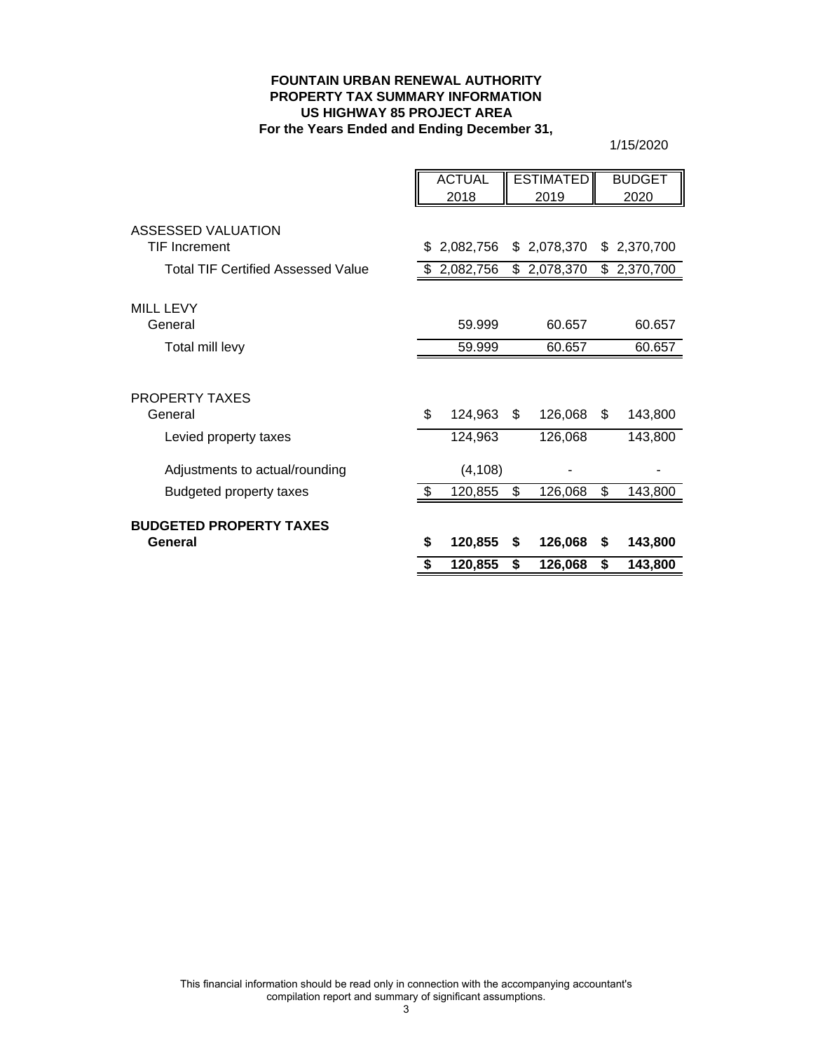**FOUNTAIN URBAN RENEWAL AUTHORITY**
**PROPERTY TAX SUMMARY INFORMATION**
**US HIGHWAY 85 PROJECT AREA**
**For the Years Ended and Ending December 31,**

1/15/2020

| | ACTUAL 2018 | ESTIMATED 2019 | BUDGET 2020 |
|---|---|---|---|
| ASSESSED VALUATION | | | |
| TIF Increment | $ 2,082,756 | $ 2,078,370 | $ 2,370,700 |
| Total TIF Certified Assessed Value | $ 2,082,756 | $ 2,078,370 | $ 2,370,700 |
| MILL LEVY | | | |
| General | 59.999 | 60.657 | 60.657 |
| Total mill levy | 59.999 | 60.657 | 60.657 |
| PROPERTY TAXES | | | |
| General | $ 124,963 | $ 126,068 | $ 143,800 |
| Levied property taxes | 124,963 | 126,068 | 143,800 |
| Adjustments to actual/rounding | (4,108) | - | - |
| Budgeted property taxes | $ 120,855 | $ 126,068 | $ 143,800 |
| **BUDGETED PROPERTY TAXES** | | | |
| **General** | **$ 120,855** | **$ 126,068** | **$ 143,800** |
| | **$ 120,855** | **$ 126,068** | **$ 143,800** |

This financial information should be read only in connection with the accompanying accountant's compilation report and summary of significant assumptions.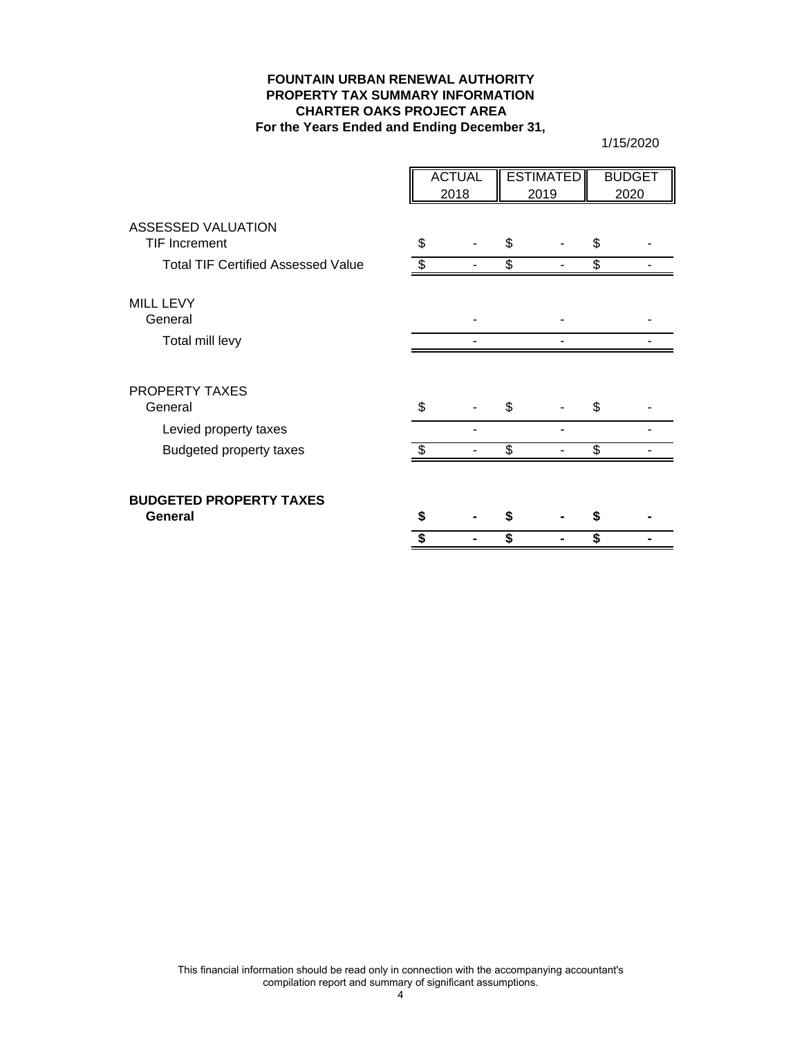**FOUNTAIN URBAN RENEWAL AUTHORITY**
**PROPERTY TAX SUMMARY INFORMATION**
**CHARTER OAKS PROJECT AREA**
**For the Years Ended and Ending December 31,**

1/15/2020

| | ACTUAL 2018 | ESTIMATED 2019 | BUDGET 2020 |
|---|---|---|---|
| ASSESSED VALUATION | | | |
| TIF Increment | $ - | $ - | $ - |
| Total TIF Certified Assessed Value | $ - | $ - | $ - |
| MILL LEVY | | | |
| General | - | - | - |
| Total mill levy | - | - | - |
| PROPERTY TAXES | | | |
| General | $ - | $ - | $ - |
| Levied property taxes | - | - | - |
| Budgeted property taxes | $ - | $ - | $ - |
| **BUDGETED PROPERTY TAXES** | | | |
| **General** | **$ -** | **$ -** | **$ -** |
| | **$ -** | **$ -** | **$ -** |

This financial information should be read only in connection with the accompanying accountant's compilation report and summary of significant assumptions.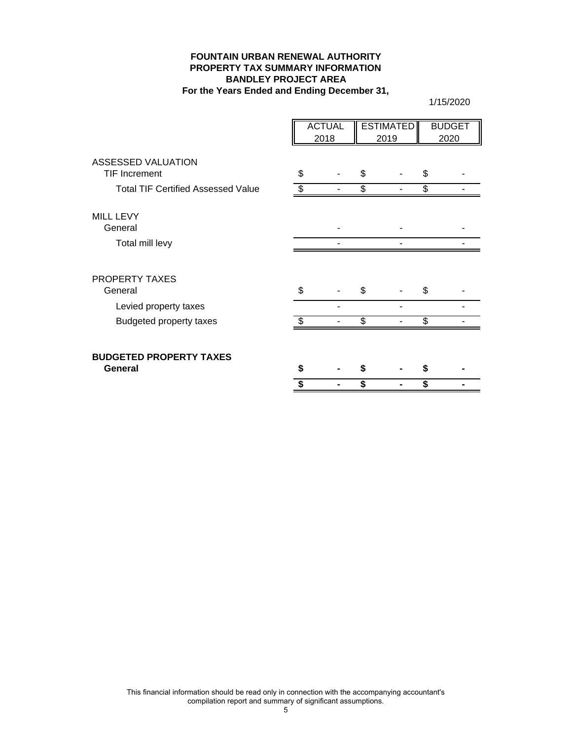# FOUNTAIN URBAN RENEWAL AUTHORITY
## PROPERTY TAX SUMMARY INFORMATION
## BANDLEY PROJECT AREA
### For the Years Ended and Ending December 31,

1/15/2020

| | ACTUAL 2018 | ESTIMATED 2019 | BUDGET 2020 |
|---|---|---|---|
| ASSESSED VALUATION | | | |
| TIF Increment | $ - | $ - | $ - |
| Total TIF Certified Assessed Value | $ - | $ - | $ - |
| MILL LEVY | | | |
| General | - | - | - |
| Total mill levy | - | - | - |
| PROPERTY TAXES | | | |
| General | $ - | $ - | $ - |
| Levied property taxes | - | - | - |
| Budgeted property taxes | $ - | $ - | $ - |
| **BUDGETED PROPERTY TAXES** | | | |
| **General** | **$ -** | **$ -** | **$ -** |
| | **$ -** | **$ -** | **$ -** |

This financial information should be read only in connection with the accompanying accountant's compilation report and summary of significant assumptions.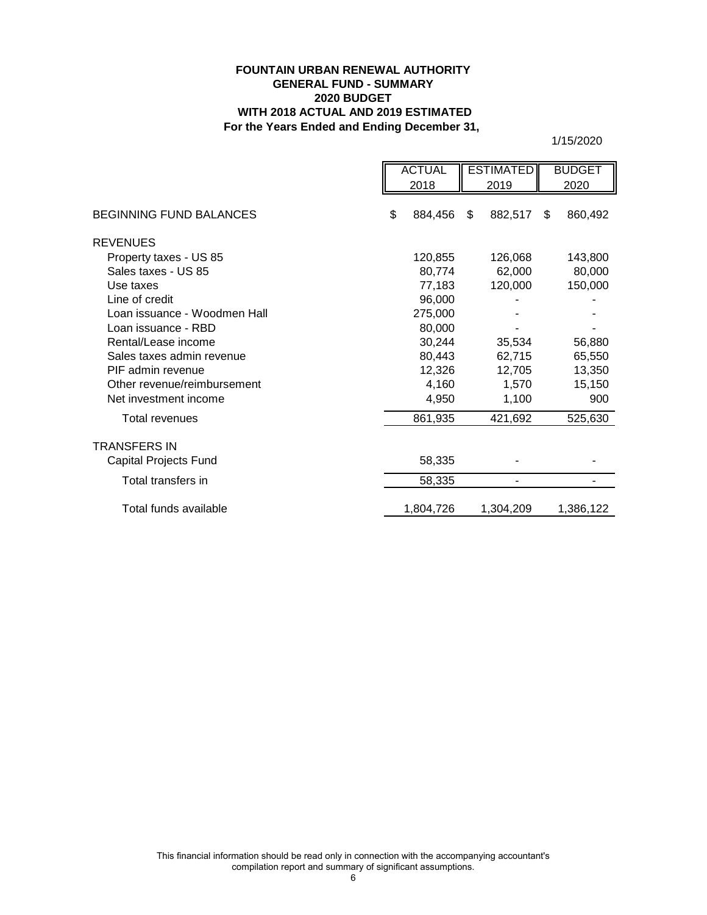**FOUNTAIN URBAN RENEWAL AUTHORITY**
**GENERAL FUND - SUMMARY**
**2020 BUDGET**
**WITH 2018 ACTUAL AND 2019 ESTIMATED**
**For the Years Ended and Ending December 31,**

1/15/2020

| | ACTUAL 2018 | ESTIMATED 2019 | BUDGET 2020 |
|---|---|---|---|
| BEGINNING FUND BALANCES | $ 884,456 | $ 882,517 | $ 860,492 |
| REVENUES | | | |
| Property taxes - US 85 | 120,855 | 126,068 | 143,800 |
| Sales taxes - US 85 | 80,774 | 62,000 | 80,000 |
| Use taxes | 77,183 | 120,000 | 150,000 |
| Line of credit | 96,000 | - | - |
| Loan issuance - Woodmen Hall | 275,000 | - | - |
| Loan issuance - RBD | 80,000 | - | - |
| Rental/Lease income | 30,244 | 35,534 | 56,880 |
| Sales taxes admin revenue | 80,443 | 62,715 | 65,550 |
| PIF admin revenue | 12,326 | 12,705 | 13,350 |
| Other revenue/reimbursement | 4,160 | 1,570 | 15,150 |
| Net investment income | 4,950 | 1,100 | 900 |
| Total revenues | 861,935 | 421,692 | 525,630 |
| TRANSFERS IN | | | |
| Capital Projects Fund | 58,335 | - | - |
| Total transfers in | 58,335 | - | - |
| Total funds available | 1,804,726 | 1,304,209 | 1,386,122 |

This financial information should be read only in connection with the accompanying accountant's compilation report and summary of significant assumptions.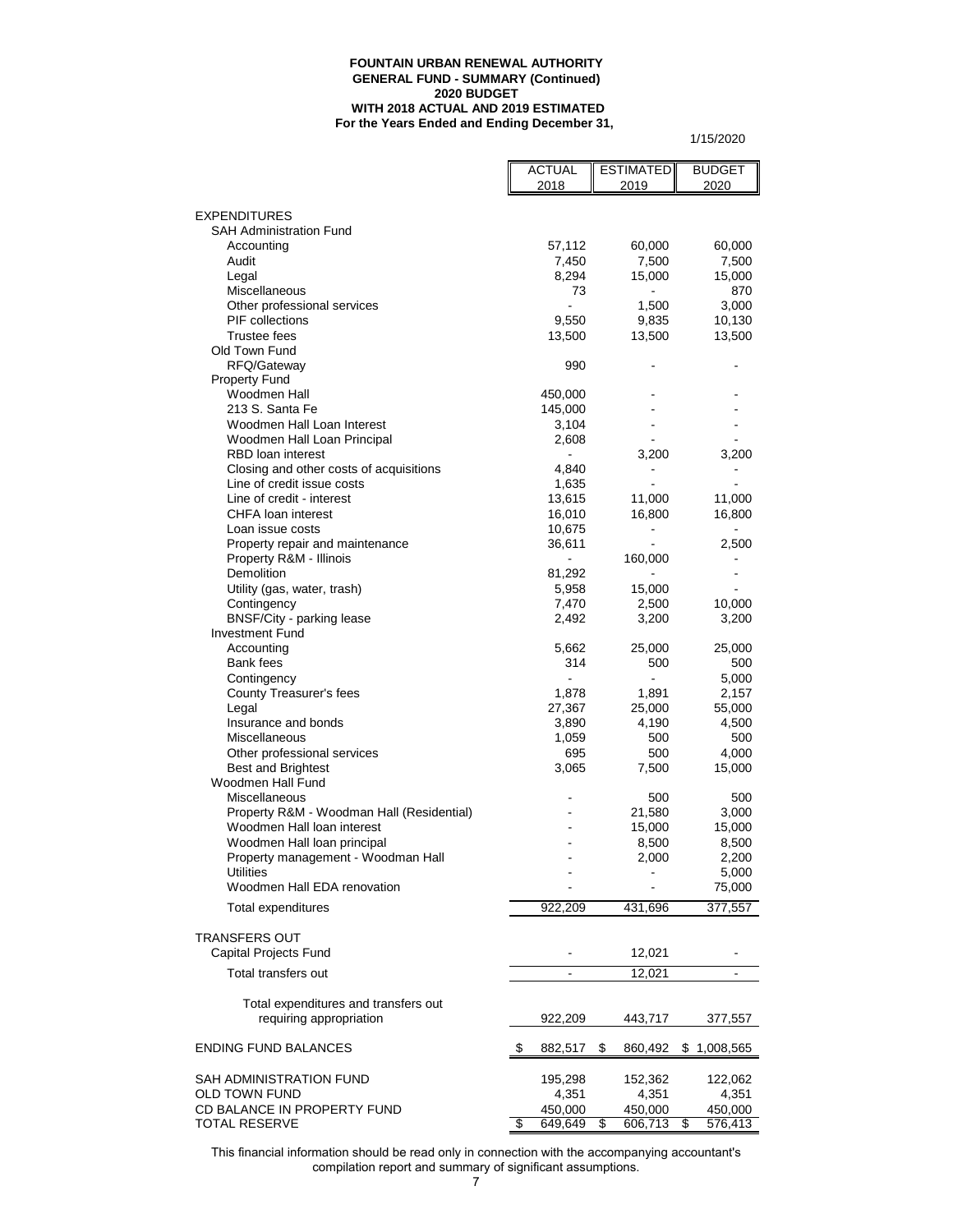**FOUNTAIN URBAN RENEWAL AUTHORITY**
**GENERAL FUND - SUMMARY (Continued)**
**2020 BUDGET**
**WITH 2018 ACTUAL AND 2019 ESTIMATED**
**For the Years Ended and Ending December 31,**

1/15/2020

| | ACTUAL 2018 | ESTIMATED 2019 | BUDGET 2020 |
|---|---|---|---|
| EXPENDITURES | | | |
| SAH Administration Fund | | | |
| Accounting | 57,112 | 60,000 | 60,000 |
| Audit | 7,450 | 7,500 | 7,500 |
| Legal | 8,294 | 15,000 | 15,000 |
| Miscellaneous | 73 | - | 870 |
| Other professional services | - | 1,500 | 3,000 |
| PIF collections | 9,550 | 9,835 | 10,130 |
| Trustee fees | 13,500 | 13,500 | 13,500 |
| Old Town Fund | | | |
| RFQ/Gateway | 990 | - | - |
| Property Fund | | | |
| Woodmen Hall | 450,000 | - | - |
| 213 S. Santa Fe | 145,000 | - | - |
| Woodmen Hall Loan Interest | 3,104 | - | - |
| Woodmen Hall Loan Principal | 2,608 | - | - |
| RBD loan interest | - | 3,200 | 3,200 |
| Closing and other costs of acquisitions | 4,840 | - | - |
| Line of credit issue costs | 1,635 | - | - |
| Line of credit - interest | 13,615 | 11,000 | 11,000 |
| CHFA loan interest | 16,010 | 16,800 | 16,800 |
| Loan issue costs | 10,675 | - | - |
| Property repair and maintenance | 36,611 | - | 2,500 |
| Property R&M - Illinois | - | 160,000 | - |
| Demolition | 81,292 | - | - |
| Utility (gas, water, trash) | 5,958 | 15,000 | - |
| Contingency | 7,470 | 2,500 | 10,000 |
| BNSF/City - parking lease | 2,492 | 3,200 | 3,200 |
| Investment Fund | | | |
| Accounting | 5,662 | 25,000 | 25,000 |
| Bank fees | 314 | 500 | 500 |
| Contingency | - | - | 5,000 |
| County Treasurer's fees | 1,878 | 1,891 | 2,157 |
| Legal | 27,367 | 25,000 | 55,000 |
| Insurance and bonds | 3,890 | 4,190 | 4,500 |
| Miscellaneous | 1,059 | 500 | 500 |
| Other professional services | 695 | 500 | 4,000 |
| Best and Brightest | 3,065 | 7,500 | 15,000 |
| Woodmen Hall Fund | | | |
| Miscellaneous | - | 500 | 500 |
| Property R&M - Woodman Hall (Residential) | - | 21,580 | 3,000 |
| Woodmen Hall loan interest | - | 15,000 | 15,000 |
| Woodmen Hall loan principal | - | 8,500 | 8,500 |
| Property management - Woodman Hall | - | 2,000 | 2,200 |
| Utilities | - | - | 5,000 |
| Woodmen Hall EDA renovation | - | - | 75,000 |
| Total expenditures | 922,209 | 431,696 | 377,557 |
| TRANSFERS OUT | | | |
| Capital Projects Fund | - | 12,021 | - |
| Total transfers out | - | 12,021 | - |
| Total expenditures and transfers out requiring appropriation | 922,209 | 443,717 | 377,557 |
| ENDING FUND BALANCES | $ 882,517 | $ 860,492 | $ 1,008,565 |
| SAH ADMINISTRATION FUND | 195,298 | 152,362 | 122,062 |
| OLD TOWN FUND | 4,351 | 4,351 | 4,351 |
| CD BALANCE IN PROPERTY FUND | 450,000 | 450,000 | 450,000 |
| TOTAL RESERVE | $ 649,649 | $ 606,713 | $ 576,413 |

This financial information should be read only in connection with the accompanying accountant's compilation report and summary of significant assumptions.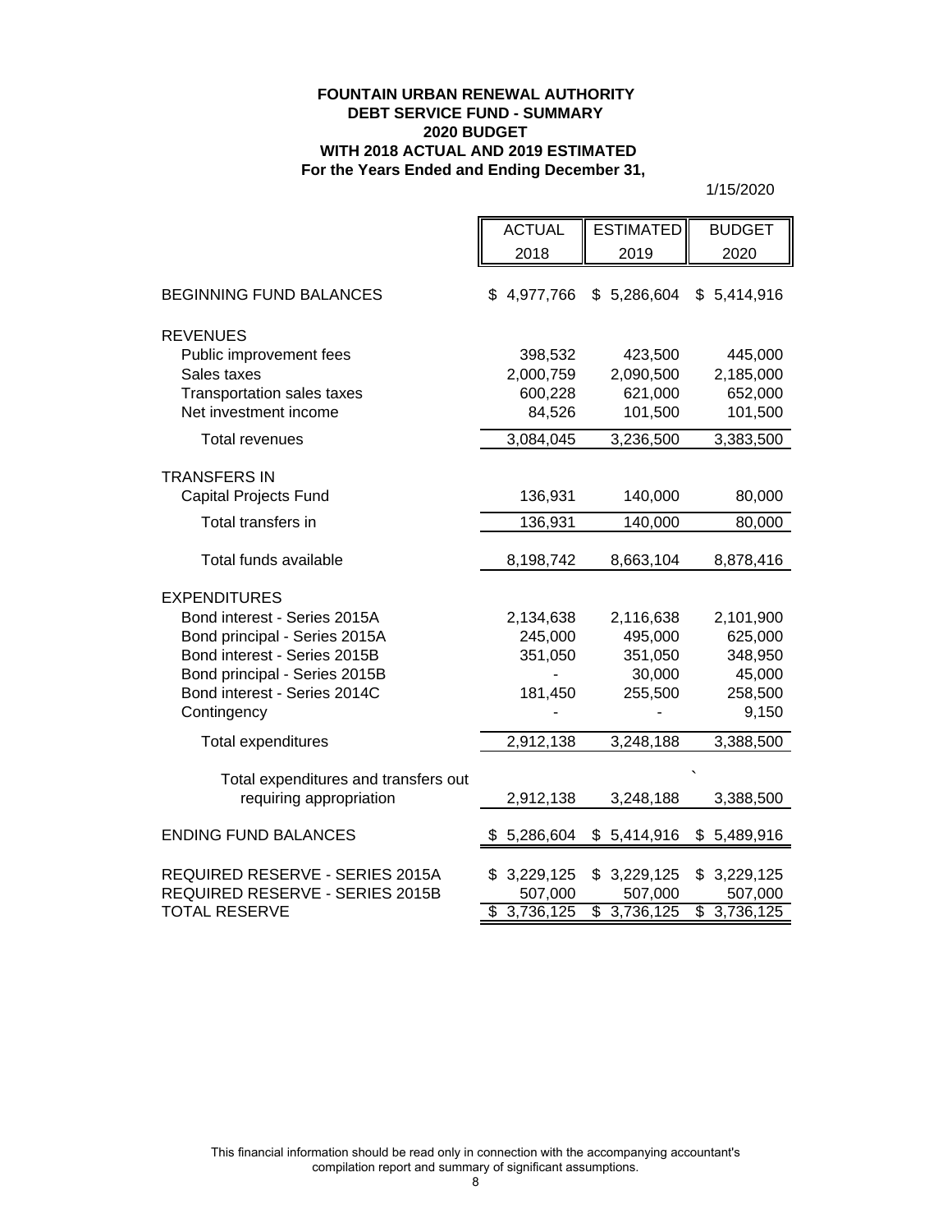**FOUNTAIN URBAN RENEWAL AUTHORITY**
**DEBT SERVICE FUND - SUMMARY**
**2020 BUDGET**
**WITH 2018 ACTUAL AND 2019 ESTIMATED**
**For the Years Ended and Ending December 31,**

1/15/2020

| | ACTUAL 2018 | ESTIMATED 2019 | BUDGET 2020 |
|---|---|---|---|
| BEGINNING FUND BALANCES | $ 4,977,766 | $ 5,286,604 | $ 5,414,916 |
| REVENUES | | | |
| Public improvement fees | 398,532 | 423,500 | 445,000 |
| Sales taxes | 2,000,759 | 2,090,500 | 2,185,000 |
| Transportation sales taxes | 600,228 | 621,000 | 652,000 |
| Net investment income | 84,526 | 101,500 | 101,500 |
| Total revenues | 3,084,045 | 3,236,500 | 3,383,500 |
| TRANSFERS IN | | | |
| Capital Projects Fund | 136,931 | 140,000 | 80,000 |
| Total transfers in | 136,931 | 140,000 | 80,000 |
| Total funds available | 8,198,742 | 8,663,104 | 8,878,416 |
| EXPENDITURES | | | |
| Bond interest - Series 2015A | 2,134,638 | 2,116,638 | 2,101,900 |
| Bond principal - Series 2015A | 245,000 | 495,000 | 625,000 |
| Bond interest - Series 2015B | 351,050 | 351,050 | 348,950 |
| Bond principal - Series 2015B | - | 30,000 | 45,000 |
| Bond interest - Series 2014C | 181,450 | 255,500 | 258,500 |
| Contingency | - | - | 9,150 |
| Total expenditures | 2,912,138 | 3,248,188 | 3,388,500 |
| Total expenditures and transfers out requiring appropriation | 2,912,138 | 3,248,188 | 3,388,500 |
| ENDING FUND BALANCES | $ 5,286,604 | $ 5,414,916 | $ 5,489,916 |
| REQUIRED RESERVE - SERIES 2015A | $ 3,229,125 | $ 3,229,125 | $ 3,229,125 |
| REQUIRED RESERVE - SERIES 2015B | 507,000 | 507,000 | 507,000 |
| TOTAL RESERVE | $ 3,736,125 | $ 3,736,125 | $ 3,736,125 |

This financial information should be read only in connection with the accompanying accountant's compilation report and summary of significant assumptions.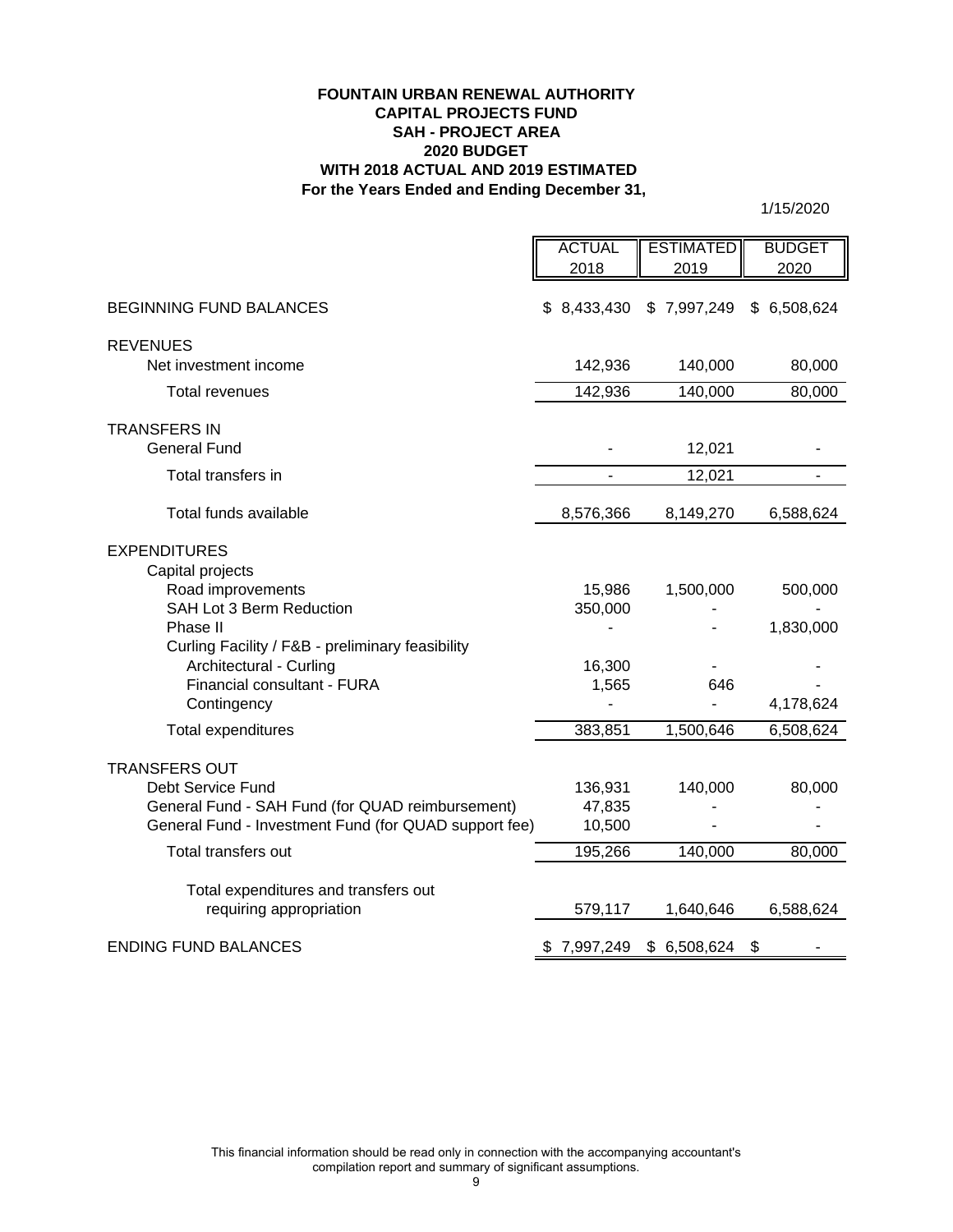**FOUNTAIN URBAN RENEWAL AUTHORITY**
**CAPITAL PROJECTS FUND**
**SAH - PROJECT AREA**
**2020 BUDGET**
**WITH 2018 ACTUAL AND 2019 ESTIMATED**
**For the Years Ended and Ending December 31,**

1/15/2020

| | ACTUAL 2018 | ESTIMATED 2019 | BUDGET 2020 |
|---|---|---|---|
| BEGINNING FUND BALANCES | $ 8,433,430 | $ 7,997,249 | $ 6,508,624 |
| REVENUES | | | |
| Net investment income | 142,936 | 140,000 | 80,000 |
| Total revenues | 142,936 | 140,000 | 80,000 |
| TRANSFERS IN | | | |
| General Fund | - | 12,021 | - |
| Total transfers in | - | 12,021 | - |
| Total funds available | 8,576,366 | 8,149,270 | 6,588,624 |
| EXPENDITURES | | | |
| Capital projects | | | |
| Road improvements | 15,986 | 1,500,000 | 500,000 |
| SAH Lot 3 Berm Reduction | 350,000 | - | - |
| Phase II | - | - | 1,830,000 |
| Curling Facility / F&B - preliminary feasibility | | | |
| Architectural - Curling | 16,300 | - | - |
| Financial consultant - FURA | 1,565 | 646 | - |
| Contingency | - | - | 4,178,624 |
| Total expenditures | 383,851 | 1,500,646 | 6,508,624 |
| TRANSFERS OUT | | | |
| Debt Service Fund | 136,931 | 140,000 | 80,000 |
| General Fund - SAH Fund (for QUAD reimbursement) | 47,835 | - | - |
| General Fund - Investment Fund (for QUAD support fee) | 10,500 | - | - |
| Total transfers out | 195,266 | 140,000 | 80,000 |
| Total expenditures and transfers out requiring appropriation | 579,117 | 1,640,646 | 6,588,624 |
| ENDING FUND BALANCES | $ 7,997,249 | $ 6,508,624 | $ - |

This financial information should be read only in connection with the accompanying accountant's compilation report and summary of significant assumptions.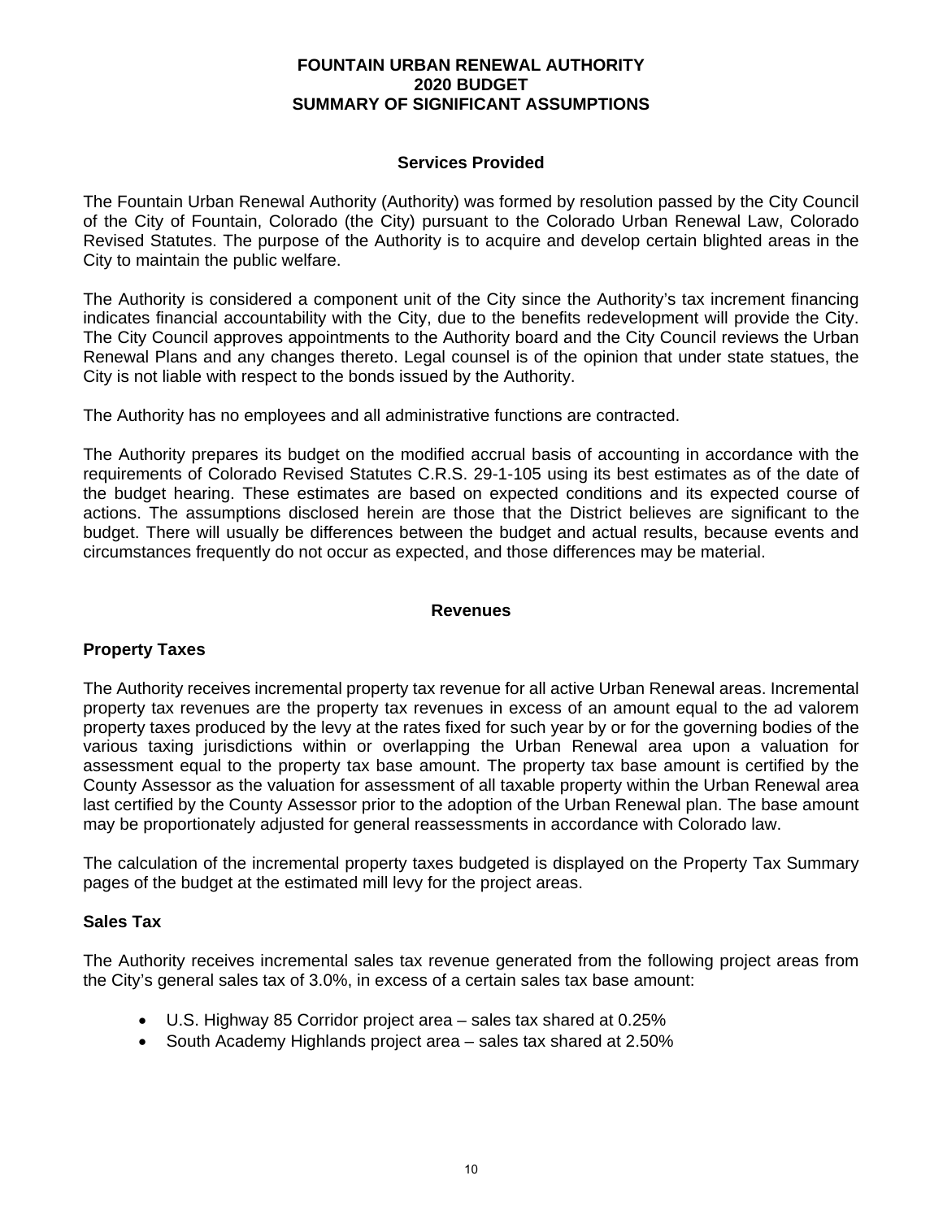# FOUNTAIN URBAN RENEWAL AUTHORITY
# 2020 BUDGET
# SUMMARY OF SIGNIFICANT ASSUMPTIONS

## Services Provided

The Fountain Urban Renewal Authority (Authority) was formed by resolution passed by the City Council of the City of Fountain, Colorado (the City) pursuant to the Colorado Urban Renewal Law, Colorado Revised Statutes. The purpose of the Authority is to acquire and develop certain blighted areas in the City to maintain the public welfare.

The Authority is considered a component unit of the City since the Authority's tax increment financing indicates financial accountability with the City, due to the benefits redevelopment will provide the City. The City Council approves appointments to the Authority board and the City Council reviews the Urban Renewal Plans and any changes thereto. Legal counsel is of the opinion that under state statues, the City is not liable with respect to the bonds issued by the Authority.

The Authority has no employees and all administrative functions are contracted.

The Authority prepares its budget on the modified accrual basis of accounting in accordance with the requirements of Colorado Revised Statutes C.R.S. 29-1-105 using its best estimates as of the date of the budget hearing. These estimates are based on expected conditions and its expected course of actions. The assumptions disclosed herein are those that the District believes are significant to the budget. There will usually be differences between the budget and actual results, because events and circumstances frequently do not occur as expected, and those differences may be material.

## Revenues

### Property Taxes

The Authority receives incremental property tax revenue for all active Urban Renewal areas. Incremental property tax revenues are the property tax revenues in excess of an amount equal to the ad valorem property taxes produced by the levy at the rates fixed for such year by or for the governing bodies of the various taxing jurisdictions within or overlapping the Urban Renewal area upon a valuation for assessment equal to the property tax base amount. The property tax base amount is certified by the County Assessor as the valuation for assessment of all taxable property within the Urban Renewal area last certified by the County Assessor prior to the adoption of the Urban Renewal plan. The base amount may be proportionately adjusted for general reassessments in accordance with Colorado law.

The calculation of the incremental property taxes budgeted is displayed on the Property Tax Summary pages of the budget at the estimated mill levy for the project areas.

### Sales Tax

The Authority receives incremental sales tax revenue generated from the following project areas from the City's general sales tax of 3.0%, in excess of a certain sales tax base amount:

- U.S. Highway 85 Corridor project area – sales tax shared at 0.25%
- South Academy Highlands project area – sales tax shared at 2.50%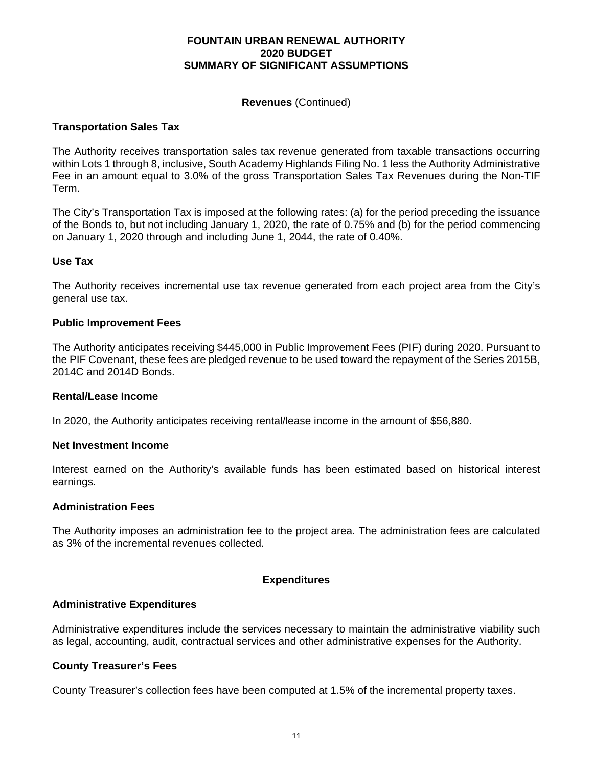# FOUNTAIN URBAN RENEWAL AUTHORITY
# 2020 BUDGET
# SUMMARY OF SIGNIFICANT ASSUMPTIONS

## Revenues (Continued)

### Transportation Sales Tax

The Authority receives transportation sales tax revenue generated from taxable transactions occurring within Lots 1 through 8, inclusive, South Academy Highlands Filing No. 1 less the Authority Administrative Fee in an amount equal to 3.0% of the gross Transportation Sales Tax Revenues during the Non-TIF Term.

The City's Transportation Tax is imposed at the following rates: (a) for the period preceding the issuance of the Bonds to, but not including January 1, 2020, the rate of 0.75% and (b) for the period commencing on January 1, 2020 through and including June 1, 2044, the rate of 0.40%.

### Use Tax

The Authority receives incremental use tax revenue generated from each project area from the City's general use tax.

### Public Improvement Fees

The Authority anticipates receiving $445,000 in Public Improvement Fees (PIF) during 2020. Pursuant to the PIF Covenant, these fees are pledged revenue to be used toward the repayment of the Series 2015B, 2014C and 2014D Bonds.

### Rental/Lease Income

In 2020, the Authority anticipates receiving rental/lease income in the amount of $56,880.

### Net Investment Income

Interest earned on the Authority's available funds has been estimated based on historical interest earnings.

### Administration Fees

The Authority imposes an administration fee to the project area. The administration fees are calculated as 3% of the incremental revenues collected.

## Expenditures

### Administrative Expenditures

Administrative expenditures include the services necessary to maintain the administrative viability such as legal, accounting, audit, contractual services and other administrative expenses for the Authority.

### County Treasurer's Fees

County Treasurer's collection fees have been computed at 1.5% of the incremental property taxes.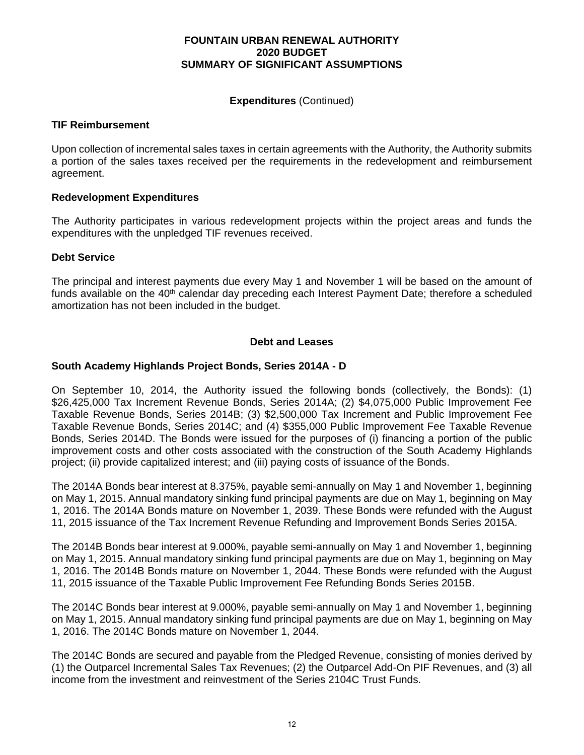**FOUNTAIN URBAN RENEWAL AUTHORITY**
**2020 BUDGET**
**SUMMARY OF SIGNIFICANT ASSUMPTIONS**

**Expenditures** (Continued)

**TIF Reimbursement**

Upon collection of incremental sales taxes in certain agreements with the Authority, the Authority submits a portion of the sales taxes received per the requirements in the redevelopment and reimbursement agreement.

**Redevelopment Expenditures**

The Authority participates in various redevelopment projects within the project areas and funds the expenditures with the unpledged TIF revenues received.

**Debt Service**

The principal and interest payments due every May 1 and November 1 will be based on the amount of funds available on the 40th calendar day preceding each Interest Payment Date; therefore a scheduled amortization has not been included in the budget.

**Debt and Leases**

**South Academy Highlands Project Bonds, Series 2014A - D**

On September 10, 2014, the Authority issued the following bonds (collectively, the Bonds): (1) \$26,425,000 Tax Increment Revenue Bonds, Series 2014A; (2) \$4,075,000 Public Improvement Fee Taxable Revenue Bonds, Series 2014B; (3) \$2,500,000 Tax Increment and Public Improvement Fee Taxable Revenue Bonds, Series 2014C; and (4) \$355,000 Public Improvement Fee Taxable Revenue Bonds, Series 2014D. The Bonds were issued for the purposes of (i) financing a portion of the public improvement costs and other costs associated with the construction of the South Academy Highlands project; (ii) provide capitalized interest; and (iii) paying costs of issuance of the Bonds.

The 2014A Bonds bear interest at 8.375%, payable semi-annually on May 1 and November 1, beginning on May 1, 2015. Annual mandatory sinking fund principal payments are due on May 1, beginning on May 1, 2016. The 2014A Bonds mature on November 1, 2039. These Bonds were refunded with the August 11, 2015 issuance of the Tax Increment Revenue Refunding and Improvement Bonds Series 2015A.

The 2014B Bonds bear interest at 9.000%, payable semi-annually on May 1 and November 1, beginning on May 1, 2015. Annual mandatory sinking fund principal payments are due on May 1, beginning on May 1, 2016. The 2014B Bonds mature on November 1, 2044. These Bonds were refunded with the August 11, 2015 issuance of the Taxable Public Improvement Fee Refunding Bonds Series 2015B.

The 2014C Bonds bear interest at 9.000%, payable semi-annually on May 1 and November 1, beginning on May 1, 2015. Annual mandatory sinking fund principal payments are due on May 1, beginning on May 1, 2016. The 2014C Bonds mature on November 1, 2044.

The 2014C Bonds are secured and payable from the Pledged Revenue, consisting of monies derived by (1) the Outparcel Incremental Sales Tax Revenues; (2) the Outparcel Add-On PIF Revenues, and (3) all income from the investment and reinvestment of the Series 2104C Trust Funds.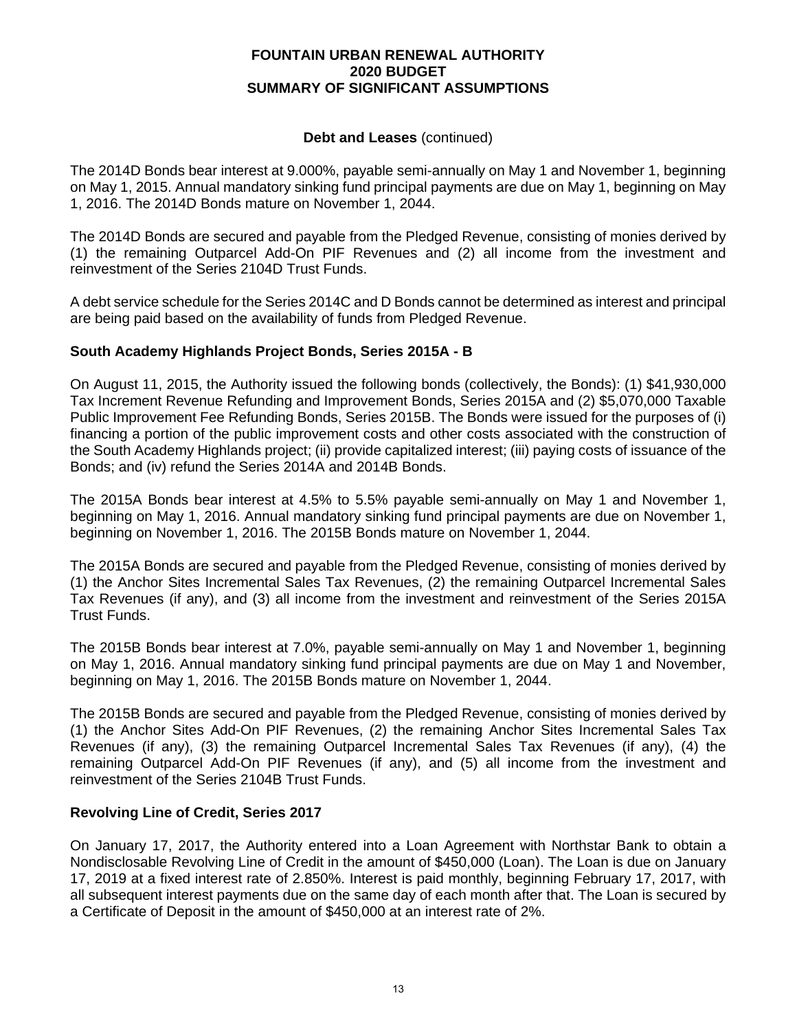# FOUNTAIN URBAN RENEWAL AUTHORITY
## 2020 BUDGET
## SUMMARY OF SIGNIFICANT ASSUMPTIONS

**Debt and Leases** (continued)

The 2014D Bonds bear interest at 9.000%, payable semi-annually on May 1 and November 1, beginning on May 1, 2015. Annual mandatory sinking fund principal payments are due on May 1, beginning on May 1, 2016. The 2014D Bonds mature on November 1, 2044.

The 2014D Bonds are secured and payable from the Pledged Revenue, consisting of monies derived by (1) the remaining Outparcel Add-On PIF Revenues and (2) all income from the investment and reinvestment of the Series 2104D Trust Funds.

A debt service schedule for the Series 2014C and D Bonds cannot be determined as interest and principal are being paid based on the availability of funds from Pledged Revenue.

### South Academy Highlands Project Bonds, Series 2015A - B

On August 11, 2015, the Authority issued the following bonds (collectively, the Bonds): (1) $41,930,000 Tax Increment Revenue Refunding and Improvement Bonds, Series 2015A and (2) $5,070,000 Taxable Public Improvement Fee Refunding Bonds, Series 2015B. The Bonds were issued for the purposes of (i) financing a portion of the public improvement costs and other costs associated with the construction of the South Academy Highlands project; (ii) provide capitalized interest; (iii) paying costs of issuance of the Bonds; and (iv) refund the Series 2014A and 2014B Bonds.

The 2015A Bonds bear interest at 4.5% to 5.5% payable semi-annually on May 1 and November 1, beginning on May 1, 2016. Annual mandatory sinking fund principal payments are due on November 1, beginning on November 1, 2016. The 2015B Bonds mature on November 1, 2044.

The 2015A Bonds are secured and payable from the Pledged Revenue, consisting of monies derived by (1) the Anchor Sites Incremental Sales Tax Revenues, (2) the remaining Outparcel Incremental Sales Tax Revenues (if any), and (3) all income from the investment and reinvestment of the Series 2015A Trust Funds.

The 2015B Bonds bear interest at 7.0%, payable semi-annually on May 1 and November 1, beginning on May 1, 2016. Annual mandatory sinking fund principal payments are due on May 1 and November, beginning on May 1, 2016. The 2015B Bonds mature on November 1, 2044.

The 2015B Bonds are secured and payable from the Pledged Revenue, consisting of monies derived by (1) the Anchor Sites Add-On PIF Revenues, (2) the remaining Anchor Sites Incremental Sales Tax Revenues (if any), (3) the remaining Outparcel Incremental Sales Tax Revenues (if any), (4) the remaining Outparcel Add-On PIF Revenues (if any), and (5) all income from the investment and reinvestment of the Series 2104B Trust Funds.

### Revolving Line of Credit, Series 2017

On January 17, 2017, the Authority entered into a Loan Agreement with Northstar Bank to obtain a Nondisclosable Revolving Line of Credit in the amount of $450,000 (Loan). The Loan is due on January 17, 2019 at a fixed interest rate of 2.850%. Interest is paid monthly, beginning February 17, 2017, with all subsequent interest payments due on the same day of each month after that. The Loan is secured by a Certificate of Deposit in the amount of $450,000 at an interest rate of 2%.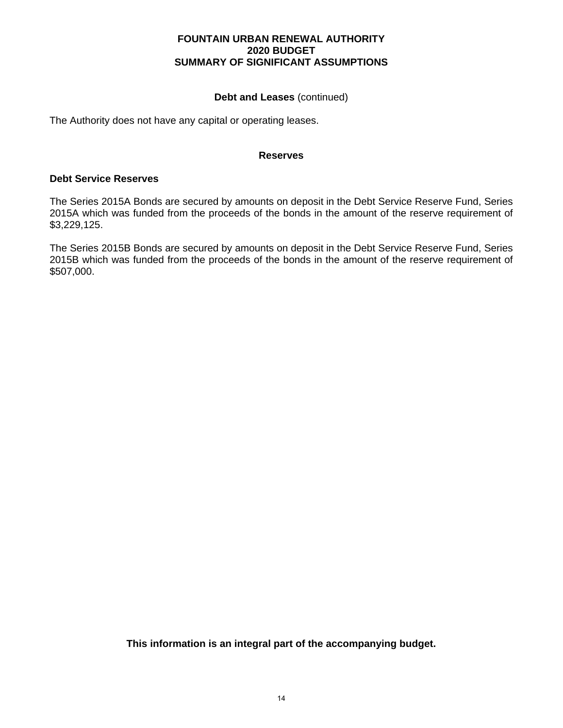# FOUNTAIN URBAN RENEWAL AUTHORITY
## 2020 BUDGET
## SUMMARY OF SIGNIFICANT ASSUMPTIONS

### **Debt and Leases** (continued)

The Authority does not have any capital or operating leases.

### Reserves

**Debt Service Reserves**

The Series 2015A Bonds are secured by amounts on deposit in the Debt Service Reserve Fund, Series 2015A which was funded from the proceeds of the bonds in the amount of the reserve requirement of $3,229,125.

The Series 2015B Bonds are secured by amounts on deposit in the Debt Service Reserve Fund, Series 2015B which was funded from the proceeds of the bonds in the amount of the reserve requirement of $507,000.

**This information is an integral part of the accompanying budget.**